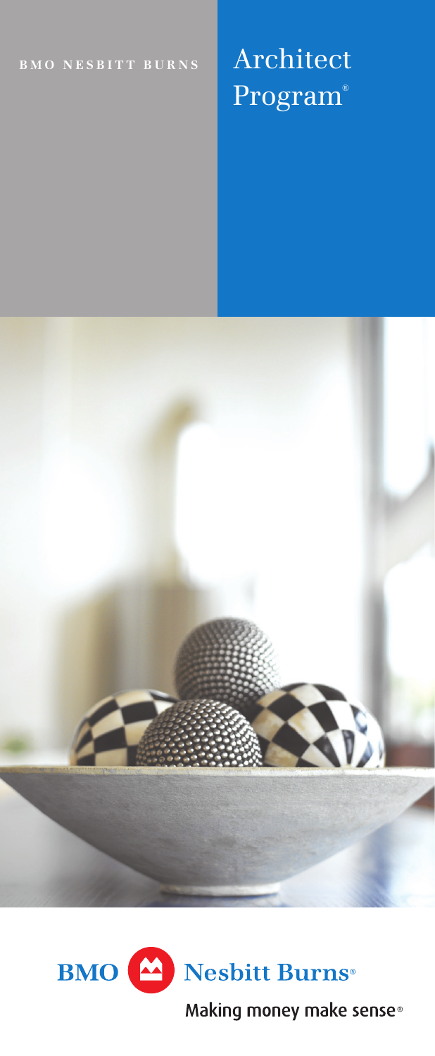BMO NESBITT BURNS

# Architect Program®

BMO Nesbitt Burns®

Making money make sense®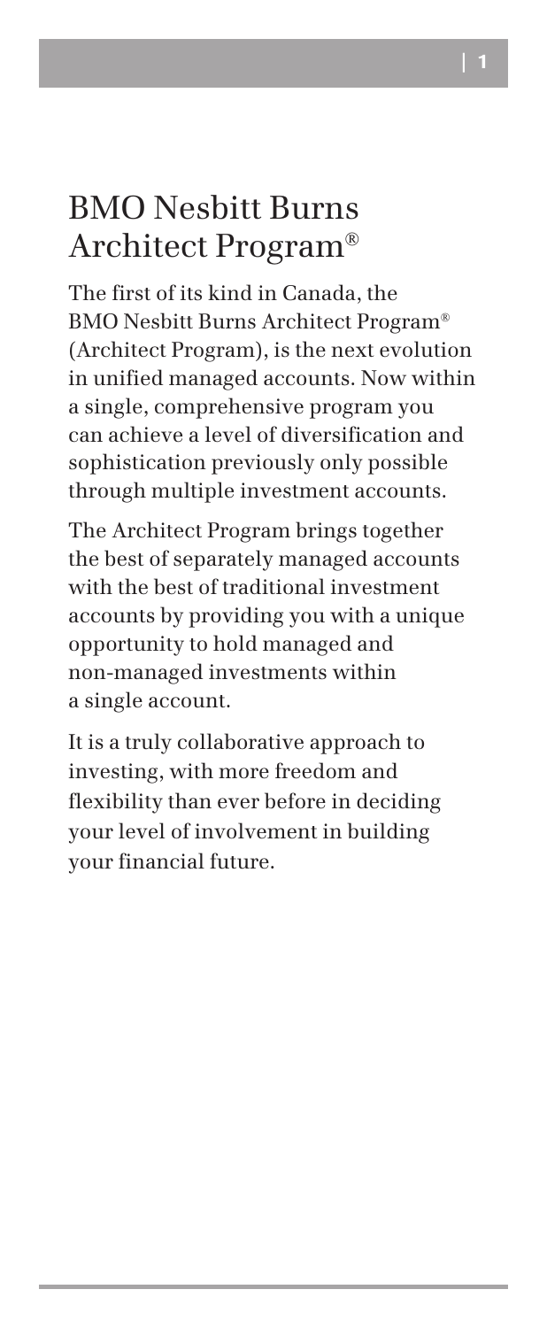# BMO Nesbitt Burns Architect Program®

The first of its kind in Canada, the BMO Nesbitt Burns Architect Program® (Architect Program), is the next evolution in unified managed accounts. Now within a single, comprehensive program you can achieve a level of diversification and sophistication previously only possible through multiple investment accounts.

The Architect Program brings together the best of separately managed accounts with the best of traditional investment accounts by providing you with a unique opportunity to hold managed and non-managed investments within a single account.

It is a truly collaborative approach to investing, with more freedom and flexibility than ever before in deciding your level of involvement in building your financial future.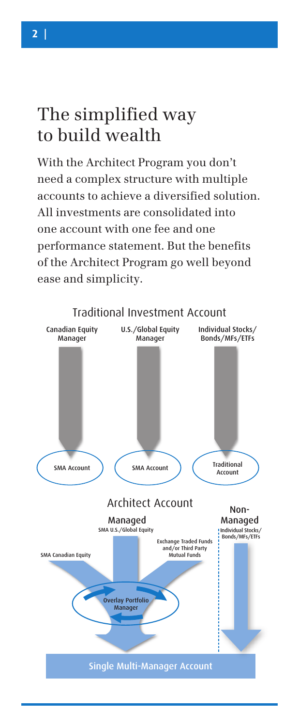# The simplified way to build wealth

With the Architect Program you don't need a complex structure with multiple accounts to achieve a diversified solution. All investments are consolidated into one account with one fee and one performance statement. But the benefits of the Architect Program go well beyond ease and simplicity.

Traditional Investment Account

Canadian Equity Manager

U.S./Global Equity Manager

Individual Stocks/ Bonds/MFs/ETFs

SMA Account

SMA Account

Traditional Account

Architect Account

Managed

SMA U.S./Global Equity

Exchange Traded Funds and/or Third Party Mutual Funds

SMA Canadian Equity

Overlay Portfolio Manager

Non-Managed

Individual Stocks/ Bonds/MFs/ETFs

Single Multi-Manager Account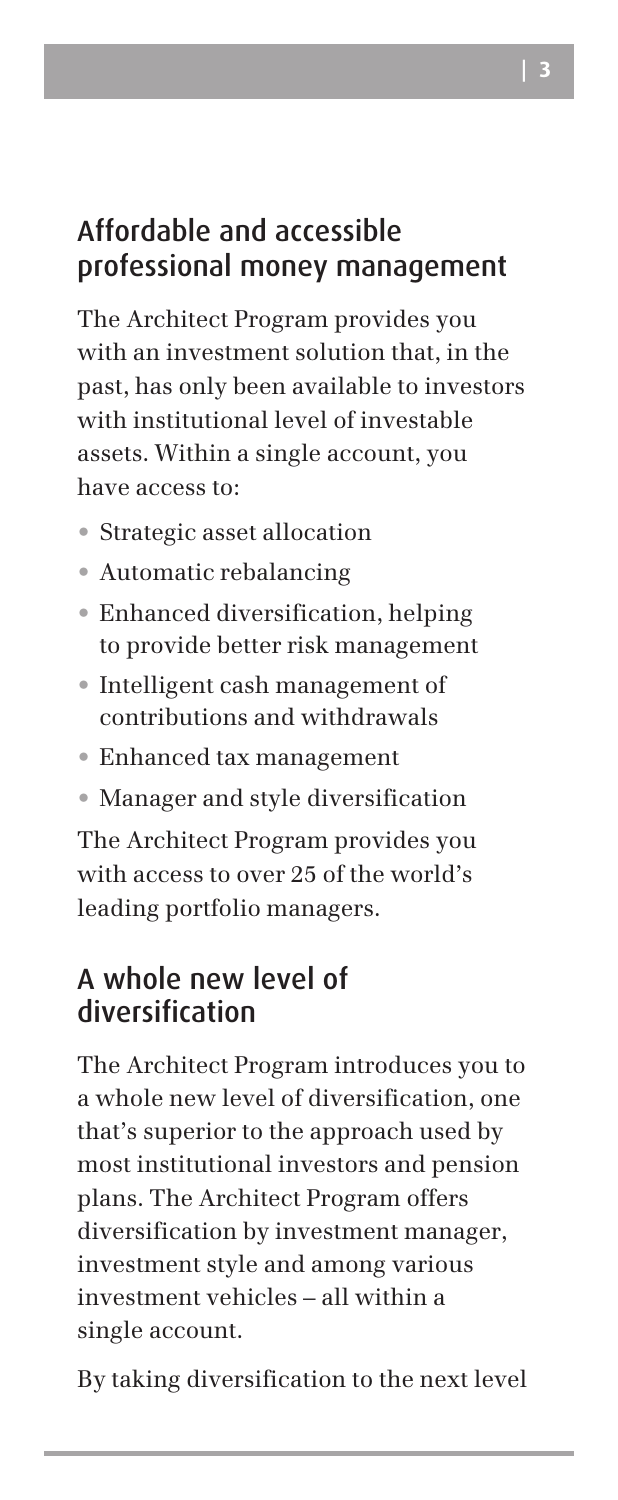## Affordable and accessible professional money management

The Architect Program provides you with an investment solution that, in the past, has only been available to investors with institutional level of investable assets. Within a single account, you have access to:

- Strategic asset allocation
- Automatic rebalancing
- Enhanced diversification, helping to provide better risk management
- Intelligent cash management of contributions and withdrawals
- Enhanced tax management
- Manager and style diversification

The Architect Program provides you with access to over 25 of the world's leading portfolio managers.

## A whole new level of diversification

The Architect Program introduces you to a whole new level of diversification, one that's superior to the approach used by most institutional investors and pension plans. The Architect Program offers diversification by investment manager, investment style and among various investment vehicles – all within a single account.

By taking diversification to the next level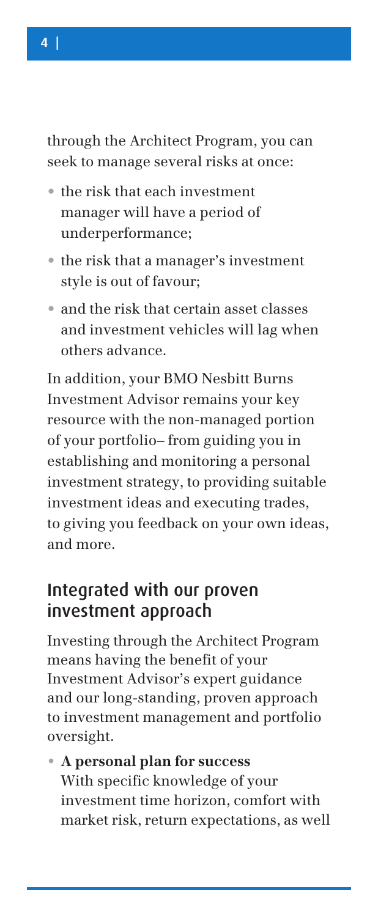through the Architect Program, you can seek to manage several risks at once:

- the risk that each investment manager will have a period of underperformance;
- the risk that a manager's investment style is out of favour;
- and the risk that certain asset classes and investment vehicles will lag when others advance.

In addition, your BMO Nesbitt Burns Investment Advisor remains your key resource with the non-managed portion of your portfolio– from guiding you in establishing and monitoring a personal investment strategy, to providing suitable investment ideas and executing trades, to giving you feedback on your own ideas, and more.

## Integrated with our proven investment approach

Investing through the Architect Program means having the benefit of your Investment Advisor's expert guidance and our long-standing, proven approach to investment management and portfolio oversight.

- **A personal plan for success**
  With specific knowledge of your investment time horizon, comfort with market risk, return expectations, as well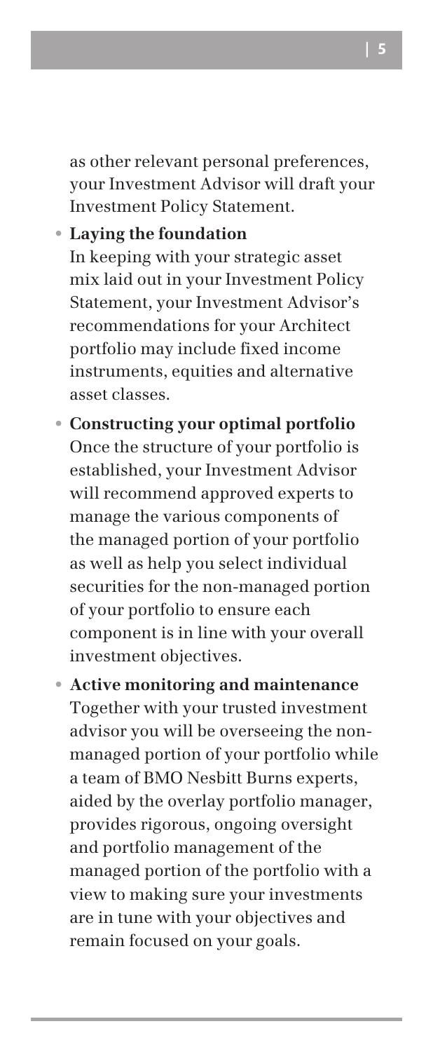as other relevant personal preferences, your Investment Advisor will draft your Investment Policy Statement.

- **Laying the foundation**
  In keeping with your strategic asset mix laid out in your Investment Policy Statement, your Investment Advisor's recommendations for your Architect portfolio may include fixed income instruments, equities and alternative asset classes.

- **Constructing your optimal portfolio**
  Once the structure of your portfolio is established, your Investment Advisor will recommend approved experts to manage the various components of the managed portion of your portfolio as well as help you select individual securities for the non-managed portion of your portfolio to ensure each component is in line with your overall investment objectives.

- **Active monitoring and maintenance**
  Together with your trusted investment advisor you will be overseeing the non-managed portion of your portfolio while a team of BMO Nesbitt Burns experts, aided by the overlay portfolio manager, provides rigorous, ongoing oversight and portfolio management of the managed portion of the portfolio with a view to making sure your investments are in tune with your objectives and remain focused on your goals.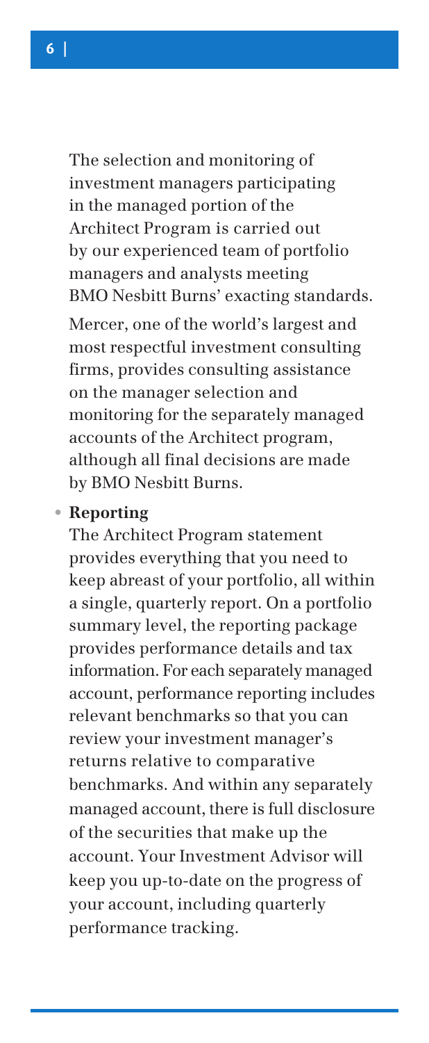The selection and monitoring of investment managers participating in the managed portion of the Architect Program is carried out by our experienced team of portfolio managers and analysts meeting BMO Nesbitt Burns' exacting standards.

Mercer, one of the world's largest and most respectful investment consulting firms, provides consulting assistance on the manager selection and monitoring for the separately managed accounts of the Architect program, although all final decisions are made by BMO Nesbitt Burns.

- **Reporting**

  The Architect Program statement provides everything that you need to keep abreast of your portfolio, all within a single, quarterly report. On a portfolio summary level, the reporting package provides performance details and tax information. For each separately managed account, performance reporting includes relevant benchmarks so that you can review your investment manager's returns relative to comparative benchmarks. And within any separately managed account, there is full disclosure of the securities that make up the account. Your Investment Advisor will keep you up-to-date on the progress of your account, including quarterly performance tracking.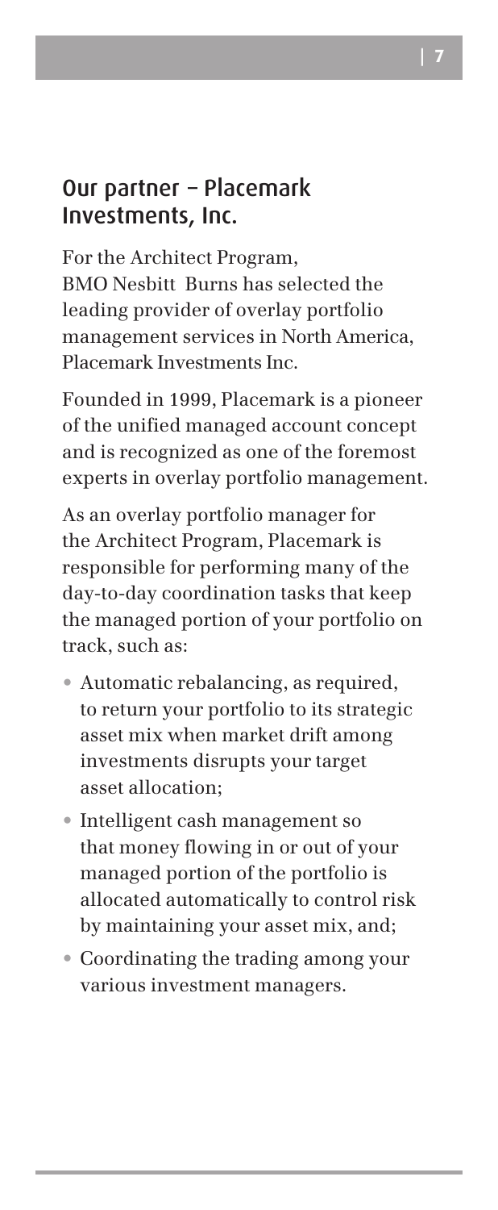## Our partner – Placemark Investments, Inc.

For the Architect Program, BMO Nesbitt Burns has selected the leading provider of overlay portfolio management services in North America, Placemark Investments Inc.

Founded in 1999, Placemark is a pioneer of the unified managed account concept and is recognized as one of the foremost experts in overlay portfolio management.

As an overlay portfolio manager for the Architect Program, Placemark is responsible for performing many of the day-to-day coordination tasks that keep the managed portion of your portfolio on track, such as:

- Automatic rebalancing, as required, to return your portfolio to its strategic asset mix when market drift among investments disrupts your target asset allocation;
- Intelligent cash management so that money flowing in or out of your managed portion of the portfolio is allocated automatically to control risk by maintaining your asset mix, and;
- Coordinating the trading among your various investment managers.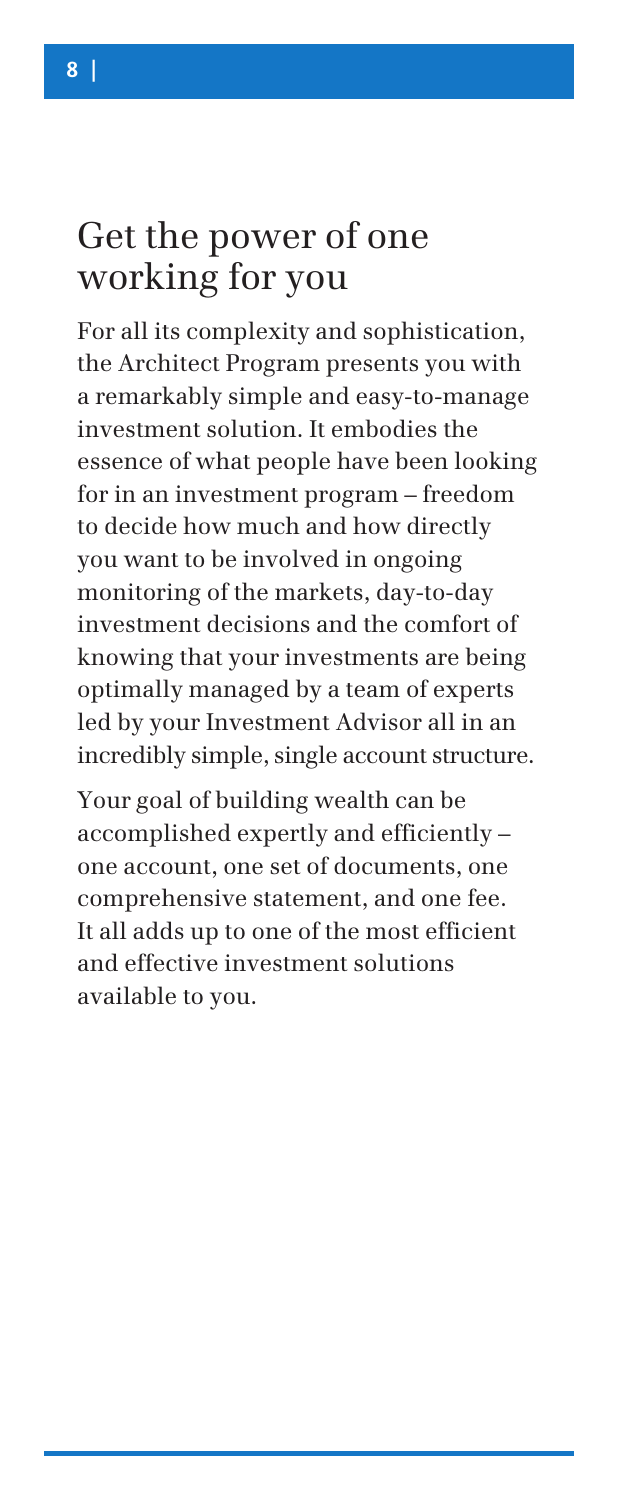# Get the power of one working for you

For all its complexity and sophistication, the Architect Program presents you with a remarkably simple and easy-to-manage investment solution. It embodies the essence of what people have been looking for in an investment program – freedom to decide how much and how directly you want to be involved in ongoing monitoring of the markets, day-to-day investment decisions and the comfort of knowing that your investments are being optimally managed by a team of experts led by your Investment Advisor all in an incredibly simple, single account structure.

Your goal of building wealth can be accomplished expertly and efficiently – one account, one set of documents, one comprehensive statement, and one fee. It all adds up to one of the most efficient and effective investment solutions available to you.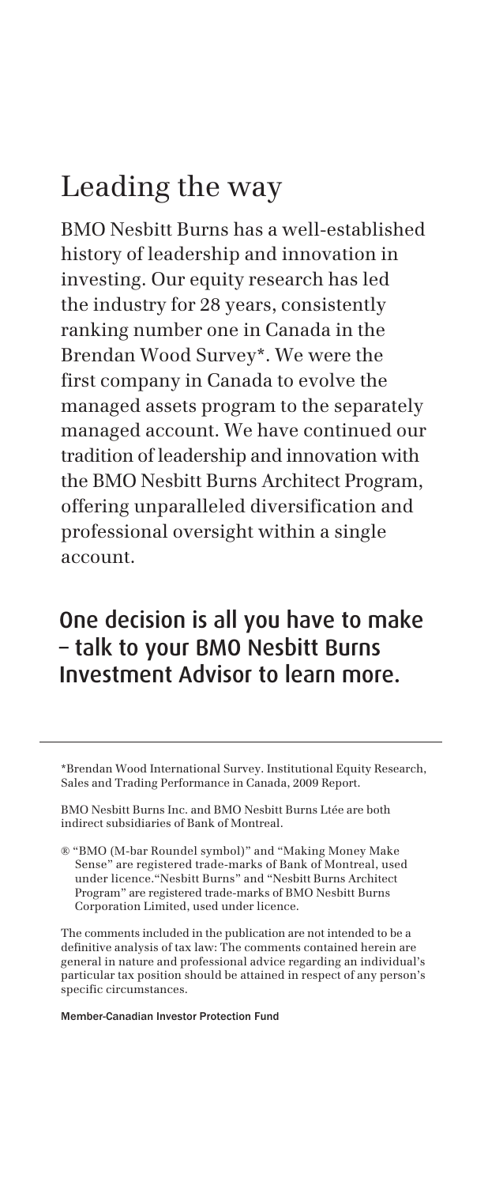# Leading the way

BMO Nesbitt Burns has a well-established history of leadership and innovation in investing. Our equity research has led the industry for 28 years, consistently ranking number one in Canada in the Brendan Wood Survey*. We were the first company in Canada to evolve the managed assets program to the separately managed account. We have continued our tradition of leadership and innovation with the BMO Nesbitt Burns Architect Program, offering unparalleled diversification and professional oversight within a single account.

## One decision is all you have to make – talk to your BMO Nesbitt Burns Investment Advisor to learn more.

---

*Brendan Wood International Survey. Institutional Equity Research, Sales and Trading Performance in Canada, 2009 Report.

BMO Nesbitt Burns Inc. and BMO Nesbitt Burns Ltée are both indirect subsidiaries of Bank of Montreal.

® "BMO (M-bar Roundel symbol)" and "Making Money Make Sense" are registered trade-marks of Bank of Montreal, used under licence."Nesbitt Burns" and "Nesbitt Burns Architect Program" are registered trade-marks of BMO Nesbitt Burns Corporation Limited, used under licence.

The comments included in the publication are not intended to be a definitive analysis of tax law: The comments contained herein are general in nature and professional advice regarding an individual's particular tax position should be attained in respect of any person's specific circumstances.

**Member-Canadian Investor Protection Fund**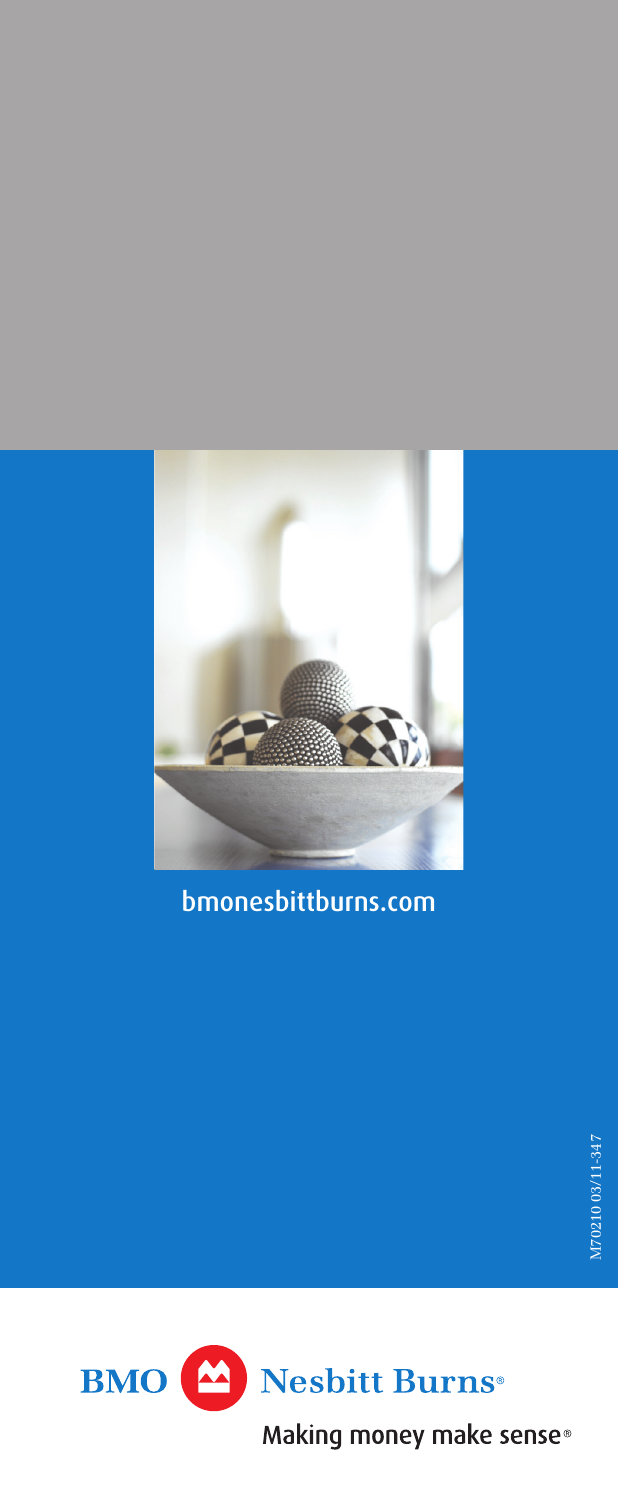bmonesbittburns.com

M70210 03/11-347

BMO Nesbitt Burns®

Making money make sense®